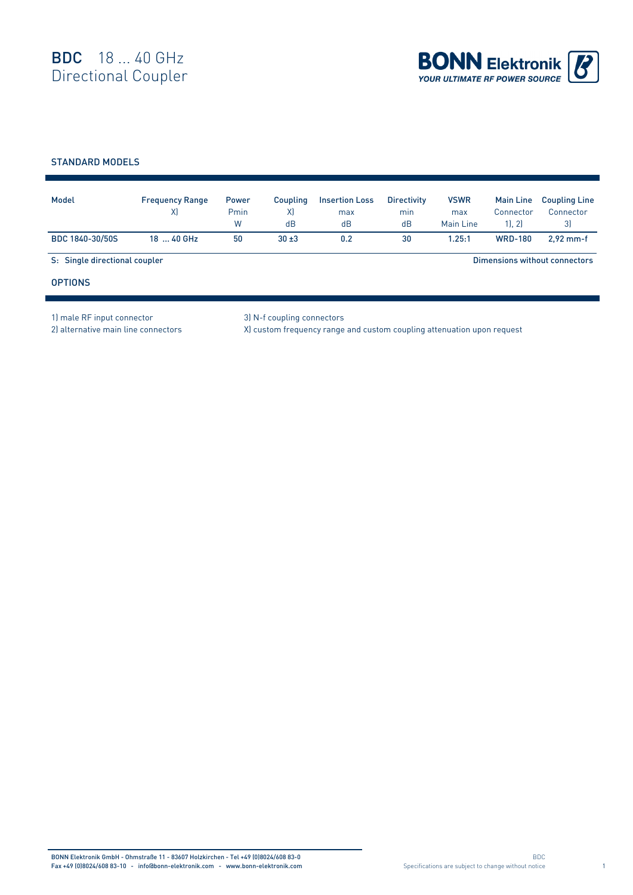# BDC 18 ... 40 GHz Directional Coupler

**BONN Elektronik**
*YOUR ULTIMATE RF POWER SOURCE*

## STANDARD MODELS

| Model | Frequency Range X) | Power Pmin W | Coupling X) dB | Insertion Loss max dB | Directivity min dB | VSWR max Main Line | Main Line Connector 1), 2) | Coupling Line Connector 3) |
|---|---|---|---|---|---|---|---|---|
| BDC 1840-30/50S | 18 ... 40 GHz | 50 | 30 ±3 | 0.2 | 30 | 1.25:1 | WRD-180 | 2,92 mm-f |

S: Single directional coupler

Dimensions without connectors

## OPTIONS

1) male RF input connector
2) alternative main line connectors
3) N-f coupling connectors
X) custom frequency range and custom coupling attenuation upon request

BONN Elektronik GmbH - Ohmstraße 11 - 83607 Holzkirchen - Tel +49 (0)8024/608 83-0
Fax +49 (0)8024/608 83-10 - info@bonn-elektronik.com - www.bonn-elektronik.com

Specifications are subject to change without notice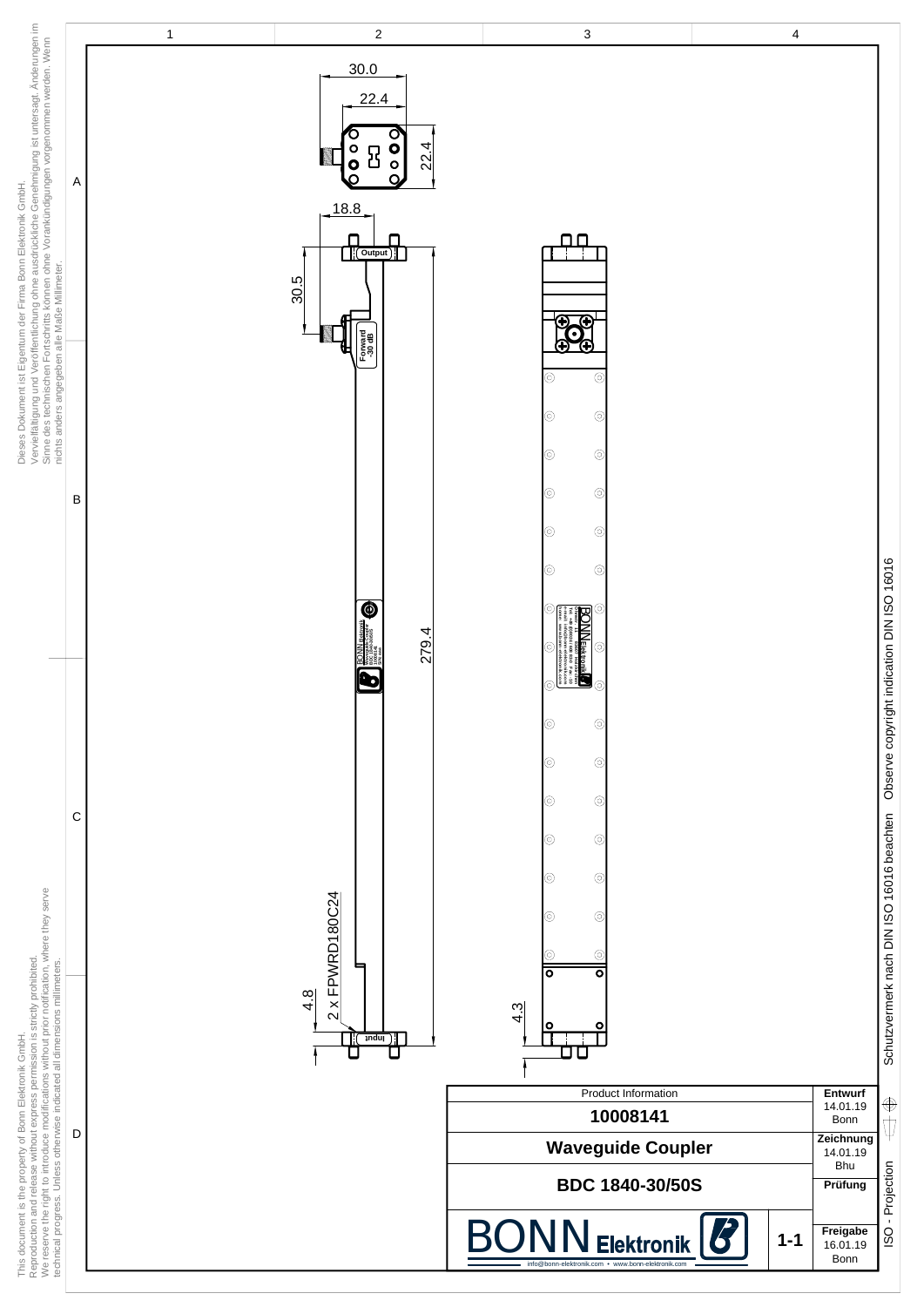Dieses Dokument ist Eigentum der Firma Bonn Elektronik GmbH.
Vervielfältigung und Veröffentlichung ohne ausdrückliche Genehmigung ist untersagt. Änderungen im Sinne des technischen Fortschritts können ohne Vorankündigungen vorgenommen werden. Wenn nichts anders angegeben alle Maße Millimeter.

This document is the property of Bonn Elektronik GmbH.
Reproduction and release without express permission is strictly prohibited.
We reserve the right to introduce modifications without prior notification, where they serve technical progress. Unless otherwise indicated all dimensions millimeters.

30.0

22.4

22.4

18.8

30.5

Output

Forward -30 dB

279.4

2 x FPWRD180C24

4.8

Input

4.3

Schutzvermerk nach DIN ISO 16016 beachten Observe copyright indication DIN ISO 16016

ISO - Projection

| Product Information | |
|---|---|
| **10008141** | **Entwurf** 14.01.19 Bonn |
| **Waveguide Coupler** | **Zeichnung** 14.01.19 Bhu |
| **BDC 1840-30/50S** | **Prüfung** |
| BONN Elektronik — info@bonn-elektronik.com • www.bonn-elektronik.com — **1-1** | **Freigabe** 16.01.19 Bonn |